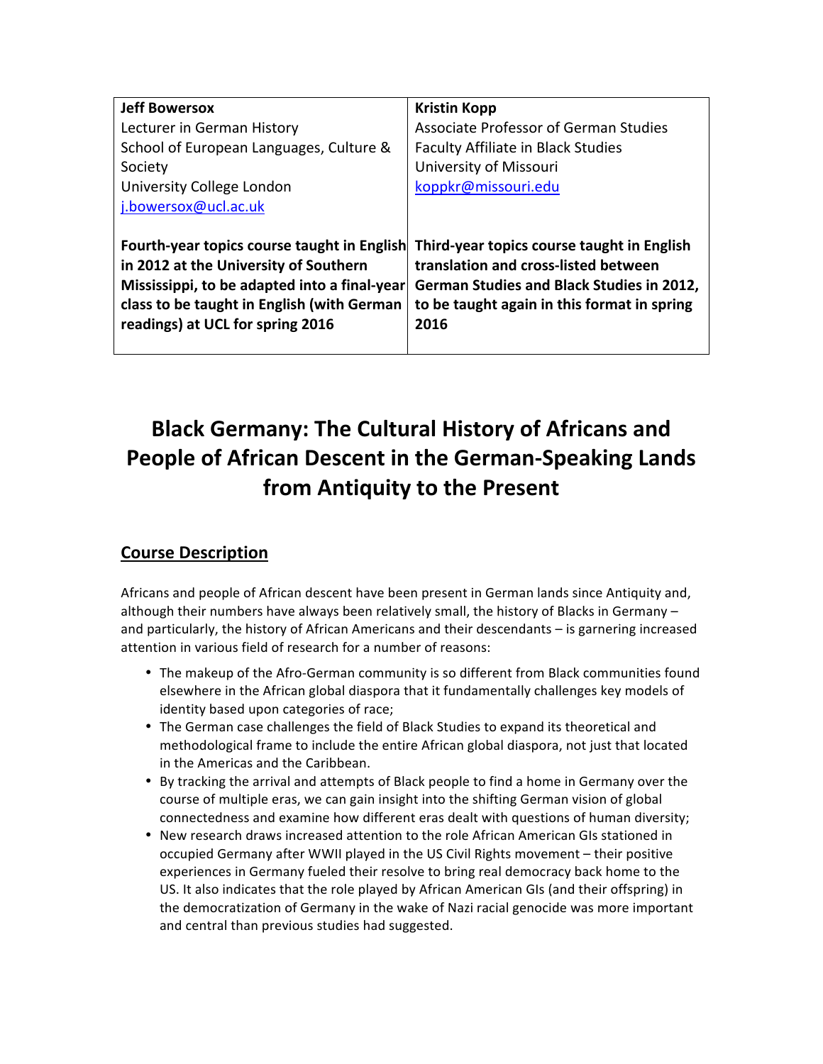| **Jeff Bowersox**<br>Lecturer in German History<br>School of European Languages, Culture & Society<br>University College London<br>j.bowersox@ucl.ac.uk<br><br>**Fourth-year topics course taught in English in 2012 at the University of Southern Mississippi, to be adapted into a final-year class to be taught in English (with German readings) at UCL for spring 2016** | **Kristin Kopp**<br>Associate Professor of German Studies<br>Faculty Affiliate in Black Studies<br>University of Missouri<br>koppkr@missouri.edu<br><br>**Third-year topics course taught in English translation and cross-listed between German Studies and Black Studies in 2012, to be taught again in this format in spring 2016** |
|---|---|

# Black Germany: The Cultural History of Africans and People of African Descent in the German-Speaking Lands from Antiquity to the Present

## Course Description

Africans and people of African descent have been present in German lands since Antiquity and, although their numbers have always been relatively small, the history of Blacks in Germany – and particularly, the history of African Americans and their descendants – is garnering increased attention in various field of research for a number of reasons:

- The makeup of the Afro-German community is so different from Black communities found elsewhere in the African global diaspora that it fundamentally challenges key models of identity based upon categories of race;
- The German case challenges the field of Black Studies to expand its theoretical and methodological frame to include the entire African global diaspora, not just that located in the Americas and the Caribbean.
- By tracking the arrival and attempts of Black people to find a home in Germany over the course of multiple eras, we can gain insight into the shifting German vision of global connectedness and examine how different eras dealt with questions of human diversity;
- New research draws increased attention to the role African American GIs stationed in occupied Germany after WWII played in the US Civil Rights movement – their positive experiences in Germany fueled their resolve to bring real democracy back home to the US. It also indicates that the role played by African American GIs (and their offspring) in the democratization of Germany in the wake of Nazi racial genocide was more important and central than previous studies had suggested.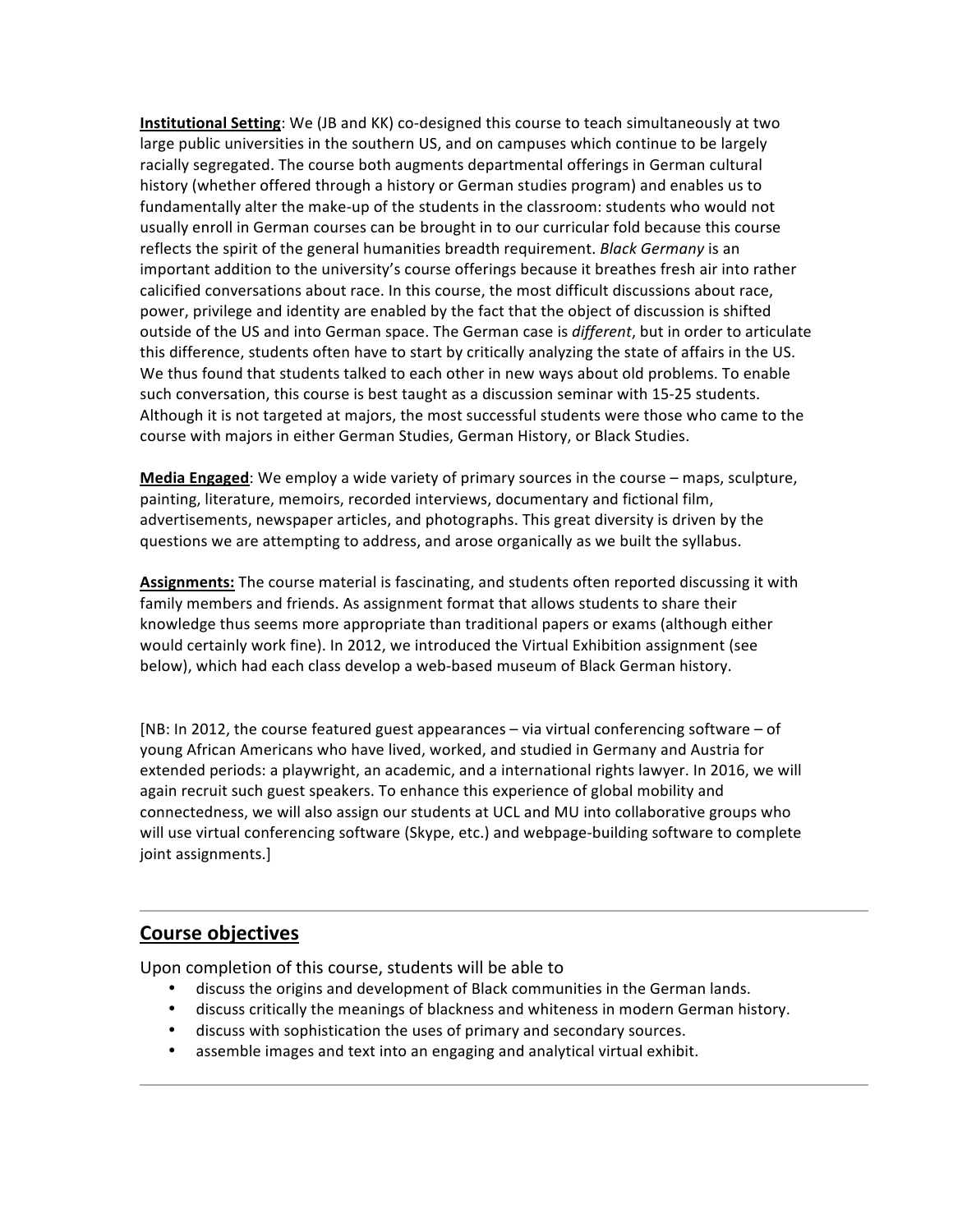**Institutional Setting**: We (JB and KK) co-designed this course to teach simultaneously at two large public universities in the southern US, and on campuses which continue to be largely racially segregated. The course both augments departmental offerings in German cultural history (whether offered through a history or German studies program) and enables us to fundamentally alter the make-up of the students in the classroom: students who would not usually enroll in German courses can be brought in to our curricular fold because this course reflects the spirit of the general humanities breadth requirement. *Black Germany* is an important addition to the university's course offerings because it breathes fresh air into rather calicified conversations about race. In this course, the most difficult discussions about race, power, privilege and identity are enabled by the fact that the object of discussion is shifted outside of the US and into German space. The German case is *different*, but in order to articulate this difference, students often have to start by critically analyzing the state of affairs in the US. We thus found that students talked to each other in new ways about old problems. To enable such conversation, this course is best taught as a discussion seminar with 15-25 students. Although it is not targeted at majors, the most successful students were those who came to the course with majors in either German Studies, German History, or Black Studies.

**Media Engaged**: We employ a wide variety of primary sources in the course – maps, sculpture, painting, literature, memoirs, recorded interviews, documentary and fictional film, advertisements, newspaper articles, and photographs. This great diversity is driven by the questions we are attempting to address, and arose organically as we built the syllabus.

**Assignments:** The course material is fascinating, and students often reported discussing it with family members and friends. As assignment format that allows students to share their knowledge thus seems more appropriate than traditional papers or exams (although either would certainly work fine). In 2012, we introduced the Virtual Exhibition assignment (see below), which had each class develop a web-based museum of Black German history.

[NB: In 2012, the course featured guest appearances – via virtual conferencing software – of young African Americans who have lived, worked, and studied in Germany and Austria for extended periods: a playwright, an academic, and a international rights lawyer. In 2016, we will again recruit such guest speakers. To enhance this experience of global mobility and connectedness, we will also assign our students at UCL and MU into collaborative groups who will use virtual conferencing software (Skype, etc.) and webpage-building software to complete joint assignments.]

---

## Course objectives

Upon completion of this course, students will be able to

- discuss the origins and development of Black communities in the German lands.
- discuss critically the meanings of blackness and whiteness in modern German history.
- discuss with sophistication the uses of primary and secondary sources.
- assemble images and text into an engaging and analytical virtual exhibit.

---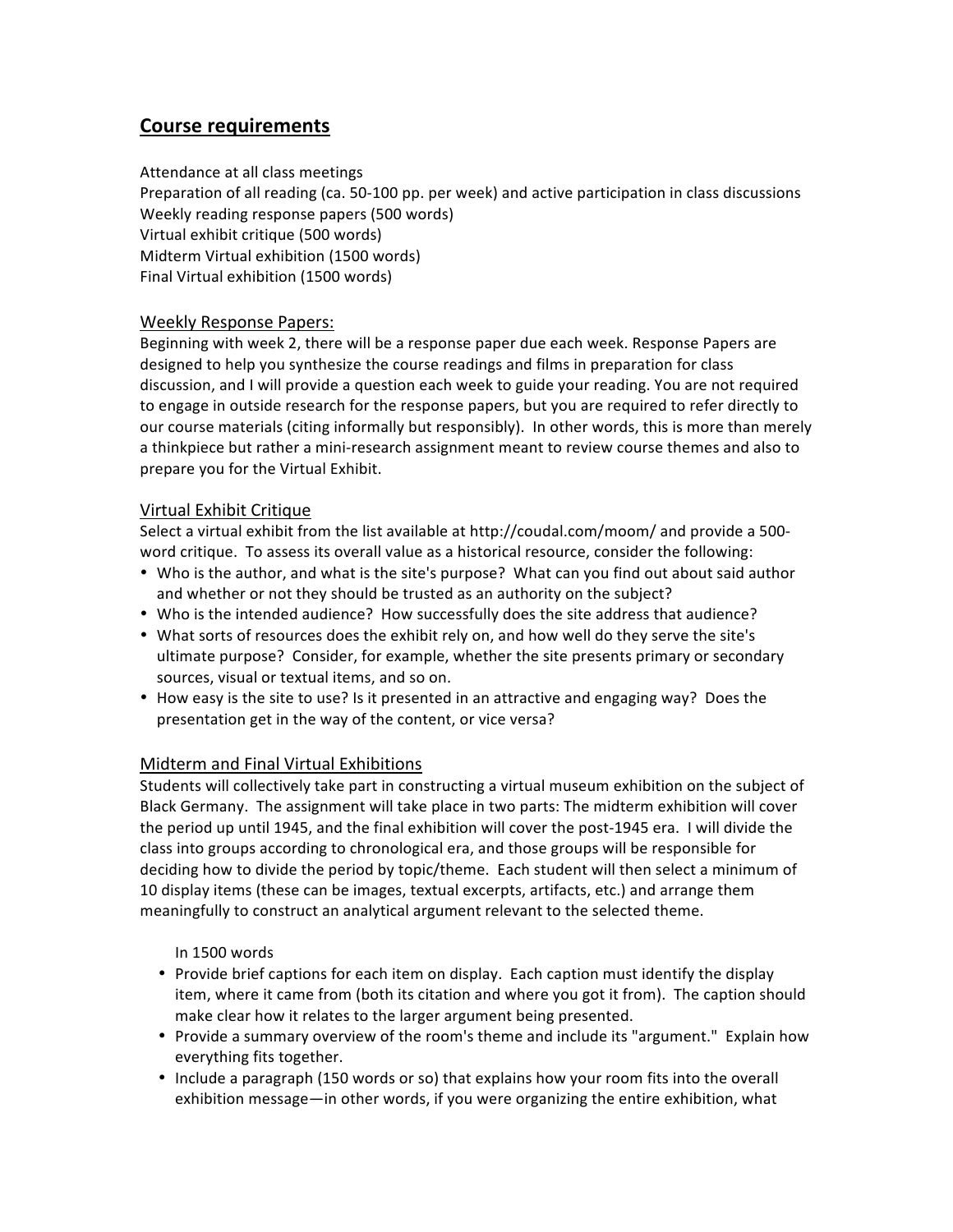## Course requirements

Attendance at all class meetings
Preparation of all reading (ca. 50-100 pp. per week) and active participation in class discussions
Weekly reading response papers (500 words)
Virtual exhibit critique (500 words)
Midterm Virtual exhibition (1500 words)
Final Virtual exhibition (1500 words)

### Weekly Response Papers:

Beginning with week 2, there will be a response paper due each week. Response Papers are designed to help you synthesize the course readings and films in preparation for class discussion, and I will provide a question each week to guide your reading. You are not required to engage in outside research for the response papers, but you are required to refer directly to our course materials (citing informally but responsibly). In other words, this is more than merely a thinkpiece but rather a mini-research assignment meant to review course themes and also to prepare you for the Virtual Exhibit.

### Virtual Exhibit Critique

Select a virtual exhibit from the list available at http://coudal.com/moom/ and provide a 500-word critique. To assess its overall value as a historical resource, consider the following:

- Who is the author, and what is the site's purpose? What can you find out about said author and whether or not they should be trusted as an authority on the subject?
- Who is the intended audience? How successfully does the site address that audience?
- What sorts of resources does the exhibit rely on, and how well do they serve the site's ultimate purpose? Consider, for example, whether the site presents primary or secondary sources, visual or textual items, and so on.
- How easy is the site to use? Is it presented in an attractive and engaging way? Does the presentation get in the way of the content, or vice versa?

### Midterm and Final Virtual Exhibitions

Students will collectively take part in constructing a virtual museum exhibition on the subject of Black Germany. The assignment will take place in two parts: The midterm exhibition will cover the period up until 1945, and the final exhibition will cover the post-1945 era. I will divide the class into groups according to chronological era, and those groups will be responsible for deciding how to divide the period by topic/theme. Each student will then select a minimum of 10 display items (these can be images, textual excerpts, artifacts, etc.) and arrange them meaningfully to construct an analytical argument relevant to the selected theme.

In 1500 words

- Provide brief captions for each item on display. Each caption must identify the display item, where it came from (both its citation and where you got it from). The caption should make clear how it relates to the larger argument being presented.
- Provide a summary overview of the room's theme and include its "argument." Explain how everything fits together.
- Include a paragraph (150 words or so) that explains how your room fits into the overall exhibition message—in other words, if you were organizing the entire exhibition, what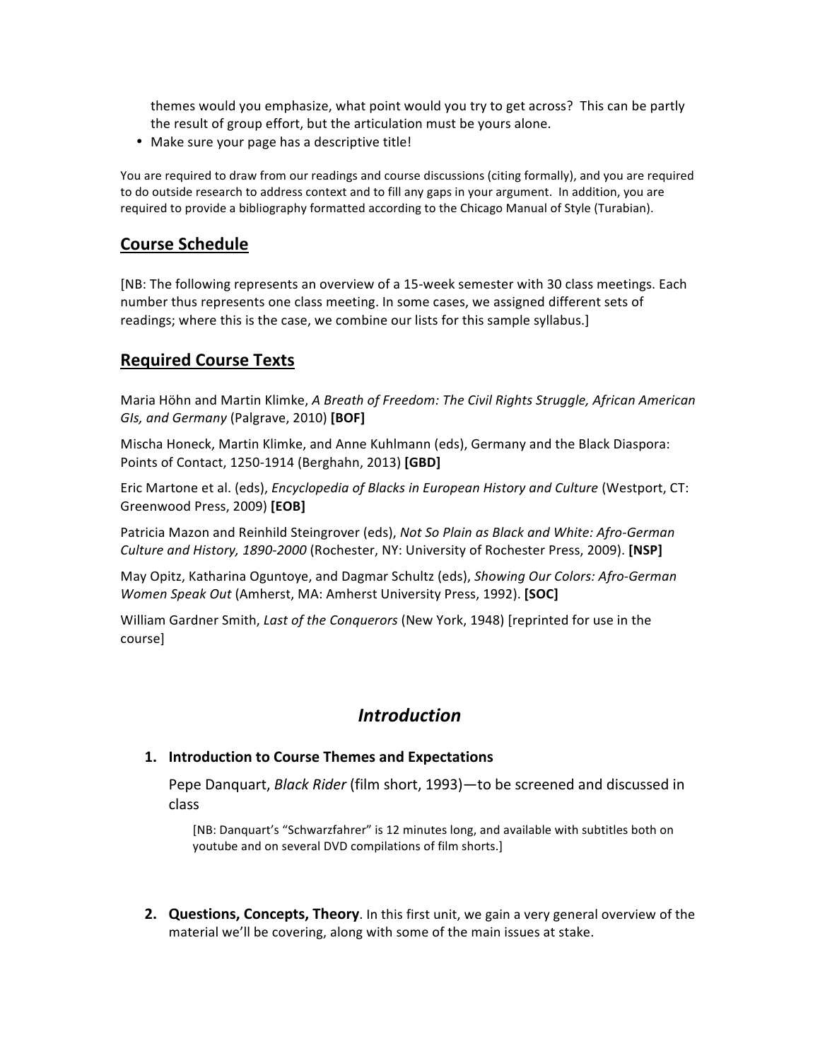themes would you emphasize, what point would you try to get across? This can be partly the result of group effort, but the articulation must be yours alone.

- Make sure your page has a descriptive title!

You are required to draw from our readings and course discussions (citing formally), and you are required to do outside research to address context and to fill any gaps in your argument. In addition, you are required to provide a bibliography formatted according to the Chicago Manual of Style (Turabian).

## Course Schedule

[NB: The following represents an overview of a 15-week semester with 30 class meetings. Each number thus represents one class meeting. In some cases, we assigned different sets of readings; where this is the case, we combine our lists for this sample syllabus.]

## Required Course Texts

Maria Höhn and Martin Klimke, *A Breath of Freedom: The Civil Rights Struggle, African American GIs, and Germany* (Palgrave, 2010) **[BOF]**

Mischa Honeck, Martin Klimke, and Anne Kuhlmann (eds), Germany and the Black Diaspora: Points of Contact, 1250-1914 (Berghahn, 2013) **[GBD]**

Eric Martone et al. (eds), *Encyclopedia of Blacks in European History and Culture* (Westport, CT: Greenwood Press, 2009) **[EOB]**

Patricia Mazon and Reinhild Steingrover (eds), *Not So Plain as Black and White: Afro-German Culture and History, 1890-2000* (Rochester, NY: University of Rochester Press, 2009). **[NSP]**

May Opitz, Katharina Oguntoye, and Dagmar Schultz (eds), *Showing Our Colors: Afro-German Women Speak Out* (Amherst, MA: Amherst University Press, 1992). **[SOC]**

William Gardner Smith, *Last of the Conquerors* (New York, 1948) [reprinted for use in the course]

## *Introduction*

1. **Introduction to Course Themes and Expectations**

   Pepe Danquart, *Black Rider* (film short, 1993)—to be screened and discussed in class

   [NB: Danquart's "Schwarzfahrer" is 12 minutes long, and available with subtitles both on youtube and on several DVD compilations of film shorts.]

2. **Questions, Concepts, Theory**. In this first unit, we gain a very general overview of the material we'll be covering, along with some of the main issues at stake.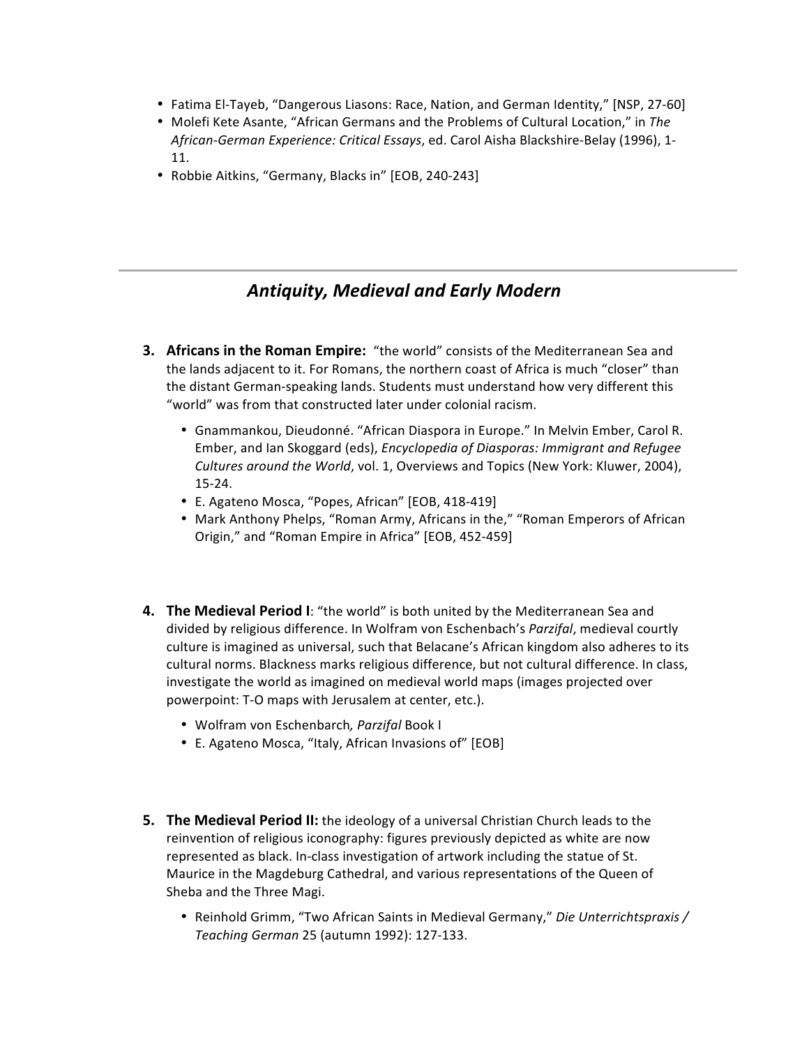- Fatima El-Tayeb, “Dangerous Liasons: Race, Nation, and German Identity,” [NSP, 27-60]
- Molefi Kete Asante, “African Germans and the Problems of Cultural Location,” in *The African-German Experience: Critical Essays*, ed. Carol Aisha Blackshire-Belay (1996), 1-11.
- Robbie Aitkins, “Germany, Blacks in” [EOB, 240-243]

---

## *Antiquity, Medieval and Early Modern*

3. **Africans in the Roman Empire:** “the world” consists of the Mediterranean Sea and the lands adjacent to it. For Romans, the northern coast of Africa is much “closer” than the distant German-speaking lands. Students must understand how very different this “world” was from that constructed later under colonial racism.

   - Gnammankou, Dieudonné. “African Diaspora in Europe.” In Melvin Ember, Carol R. Ember, and Ian Skoggard (eds), *Encyclopedia of Diasporas: Immigrant and Refugee Cultures around the World*, vol. 1, Overviews and Topics (New York: Kluwer, 2004), 15-24.
   - E. Agateno Mosca, “Popes, African” [EOB, 418-419]
   - Mark Anthony Phelps, “Roman Army, Africans in the,” “Roman Emperors of African Origin,” and “Roman Empire in Africa” [EOB, 452-459]

4. **The Medieval Period I**: “the world” is both united by the Mediterranean Sea and divided by religious difference. In Wolfram von Eschenbach’s *Parzifal*, medieval courtly culture is imagined as universal, such that Belacane’s African kingdom also adheres to its cultural norms. Blackness marks religious difference, but not cultural difference. In class, investigate the world as imagined on medieval world maps (images projected over powerpoint: T-O maps with Jerusalem at center, etc.).

   - Wolfram von Eschenbarch*, Parzifal* Book I
   - E. Agateno Mosca, “Italy, African Invasions of” [EOB]

5. **The Medieval Period II:** the ideology of a universal Christian Church leads to the reinvention of religious iconography: figures previously depicted as white are now represented as black. In-class investigation of artwork including the statue of St. Maurice in the Magdeburg Cathedral, and various representations of the Queen of Sheba and the Three Magi.

   - Reinhold Grimm, “Two African Saints in Medieval Germany,” *Die Unterrichtspraxis / Teaching German* 25 (autumn 1992): 127-133.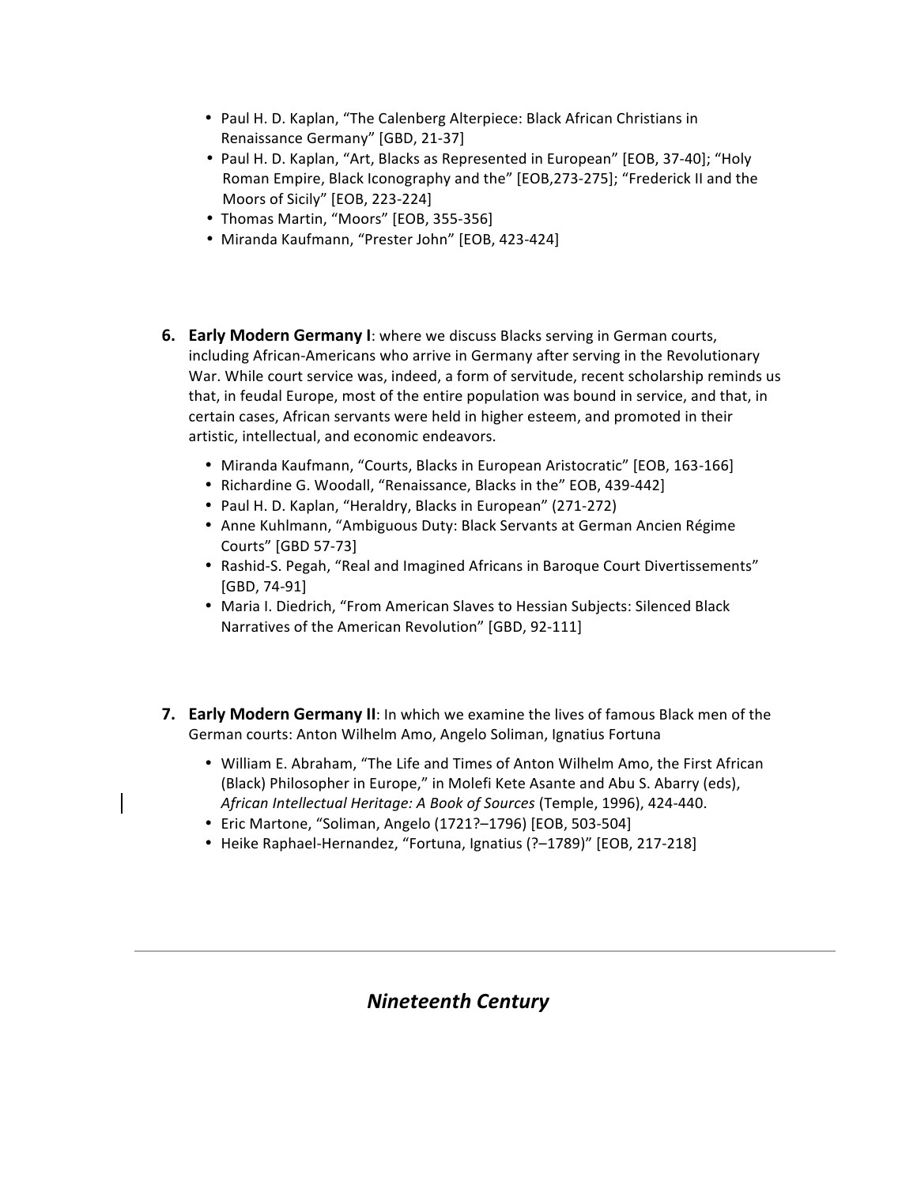- Paul H. D. Kaplan, "The Calenberg Alterpiece: Black African Christians in Renaissance Germany" [GBD, 21-37]
- Paul H. D. Kaplan, "Art, Blacks as Represented in European" [EOB, 37-40]; "Holy Roman Empire, Black Iconography and the" [EOB,273-275]; "Frederick II and the Moors of Sicily" [EOB, 223-224]
- Thomas Martin, "Moors" [EOB, 355-356]
- Miranda Kaufmann, "Prester John" [EOB, 423-424]

6. **Early Modern Germany I**: where we discuss Blacks serving in German courts, including African-Americans who arrive in Germany after serving in the Revolutionary War. While court service was, indeed, a form of servitude, recent scholarship reminds us that, in feudal Europe, most of the entire population was bound in service, and that, in certain cases, African servants were held in higher esteem, and promoted in their artistic, intellectual, and economic endeavors.

   - Miranda Kaufmann, "Courts, Blacks in European Aristocratic" [EOB, 163-166]
   - Richardine G. Woodall, "Renaissance, Blacks in the" EOB, 439-442]
   - Paul H. D. Kaplan, "Heraldry, Blacks in European" (271-272)
   - Anne Kuhlmann, "Ambiguous Duty: Black Servants at German Ancien Régime Courts" [GBD 57-73]
   - Rashid-S. Pegah, "Real and Imagined Africans in Baroque Court Divertissements" [GBD, 74-91]
   - Maria I. Diedrich, "From American Slaves to Hessian Subjects: Silenced Black Narratives of the American Revolution" [GBD, 92-111]

7. **Early Modern Germany II**: In which we examine the lives of famous Black men of the German courts: Anton Wilhelm Amo, Angelo Soliman, Ignatius Fortuna

   - William E. Abraham, "The Life and Times of Anton Wilhelm Amo, the First African (Black) Philosopher in Europe," in Molefi Kete Asante and Abu S. Abarry (eds), *African Intellectual Heritage: A Book of Sources* (Temple, 1996), 424-440.
   - Eric Martone, "Soliman, Angelo (1721?–1796) [EOB, 503-504]
   - Heike Raphael-Hernandez, "Fortuna, Ignatius (?–1789)" [EOB, 217-218]

---

## *Nineteenth Century*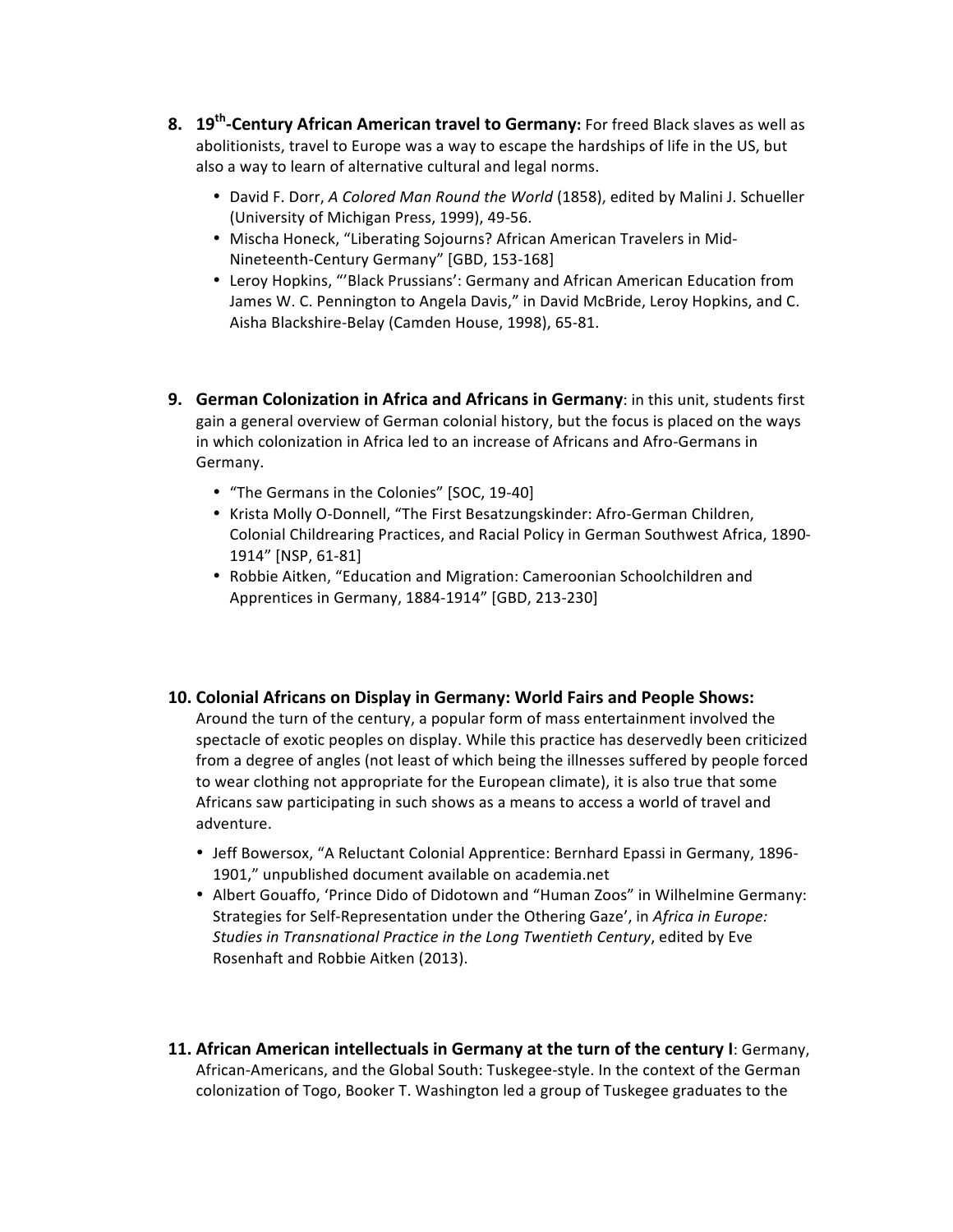8. **19th-Century African American travel to Germany:** For freed Black slaves as well as abolitionists, travel to Europe was a way to escape the hardships of life in the US, but also a way to learn of alternative cultural and legal norms.

    - David F. Dorr, *A Colored Man Round the World* (1858), edited by Malini J. Schueller (University of Michigan Press, 1999), 49-56.
    - Mischa Honeck, "Liberating Sojourns? African American Travelers in Mid-Nineteenth-Century Germany" [GBD, 153-168]
    - Leroy Hopkins, "'Black Prussians': Germany and African American Education from James W. C. Pennington to Angela Davis," in David McBride, Leroy Hopkins, and C. Aisha Blackshire-Belay (Camden House, 1998), 65-81.

9. **German Colonization in Africa and Africans in Germany**: in this unit, students first gain a general overview of German colonial history, but the focus is placed on the ways in which colonization in Africa led to an increase of Africans and Afro-Germans in Germany.

    - "The Germans in the Colonies" [SOC, 19-40]
    - Krista Molly O-Donnell, "The First Besatzungskinder: Afro-German Children, Colonial Childrearing Practices, and Racial Policy in German Southwest Africa, 1890-1914" [NSP, 61-81]
    - Robbie Aitken, "Education and Migration: Cameroonian Schoolchildren and Apprentices in Germany, 1884-1914" [GBD, 213-230]

10. **Colonial Africans on Display in Germany: World Fairs and People Shows:** Around the turn of the century, a popular form of mass entertainment involved the spectacle of exotic peoples on display. While this practice has deservedly been criticized from a degree of angles (not least of which being the illnesses suffered by people forced to wear clothing not appropriate for the European climate), it is also true that some Africans saw participating in such shows as a means to access a world of travel and adventure.

    - Jeff Bowersox, "A Reluctant Colonial Apprentice: Bernhard Epassi in Germany, 1896-1901," unpublished document available on academia.net
    - Albert Gouaffo, 'Prince Dido of Didotown and "Human Zoos" in Wilhelmine Germany: Strategies for Self-Representation under the Othering Gaze', in *Africa in Europe: Studies in Transnational Practice in the Long Twentieth Century*, edited by Eve Rosenhaft and Robbie Aitken (2013).

11. **African American intellectuals in Germany at the turn of the century I**: Germany, African-Americans, and the Global South: Tuskegee-style. In the context of the German colonization of Togo, Booker T. Washington led a group of Tuskegee graduates to the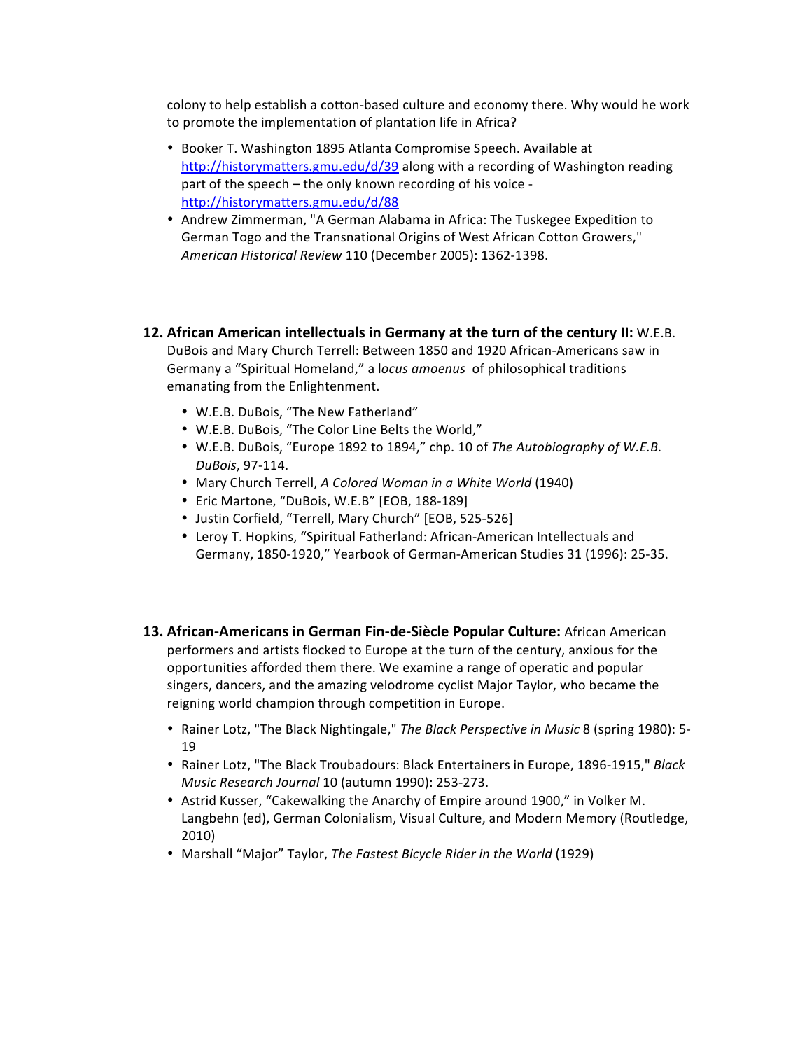colony to help establish a cotton-based culture and economy there. Why would he work to promote the implementation of plantation life in Africa?

- Booker T. Washington 1895 Atlanta Compromise Speech. Available at http://historymatters.gmu.edu/d/39 along with a recording of Washington reading part of the speech – the only known recording of his voice - http://historymatters.gmu.edu/d/88
- Andrew Zimmerman, "A German Alabama in Africa: The Tuskegee Expedition to German Togo and the Transnational Origins of West African Cotton Growers," *American Historical Review* 110 (December 2005): 1362-1398.

**12. African American intellectuals in Germany at the turn of the century II:** W.E.B. DuBois and Mary Church Terrell: Between 1850 and 1920 African-Americans saw in Germany a "Spiritual Homeland," a l*ocus amoenus* of philosophical traditions emanating from the Enlightenment.

- W.E.B. DuBois, "The New Fatherland"
- W.E.B. DuBois, "The Color Line Belts the World,"
- W.E.B. DuBois, "Europe 1892 to 1894," chp. 10 of *The Autobiography of W.E.B. DuBois*, 97-114.
- Mary Church Terrell, *A Colored Woman in a White World* (1940)
- Eric Martone, "DuBois, W.E.B" [EOB, 188-189]
- Justin Corfield, "Terrell, Mary Church" [EOB, 525-526]
- Leroy T. Hopkins, "Spiritual Fatherland: African-American Intellectuals and Germany, 1850-1920," Yearbook of German-American Studies 31 (1996): 25-35.

**13. African-Americans in German Fin-de-Siècle Popular Culture:** African American performers and artists flocked to Europe at the turn of the century, anxious for the opportunities afforded them there. We examine a range of operatic and popular singers, dancers, and the amazing velodrome cyclist Major Taylor, who became the reigning world champion through competition in Europe.

- Rainer Lotz, "The Black Nightingale," *The Black Perspective in Music* 8 (spring 1980): 5-19
- Rainer Lotz, "The Black Troubadours: Black Entertainers in Europe, 1896-1915," *Black Music Research Journal* 10 (autumn 1990): 253-273.
- Astrid Kusser, "Cakewalking the Anarchy of Empire around 1900," in Volker M. Langbehn (ed), German Colonialism, Visual Culture, and Modern Memory (Routledge, 2010)
- Marshall "Major" Taylor, *The Fastest Bicycle Rider in the World* (1929)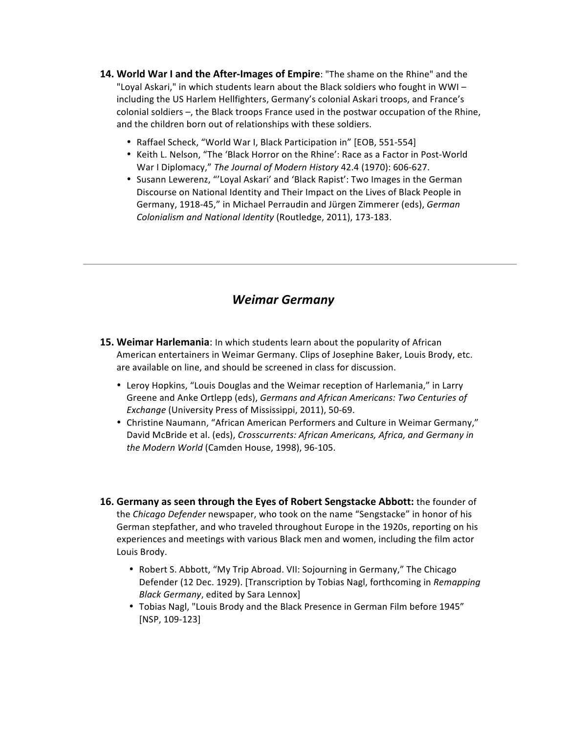14. **World War I and the After-Images of Empire**: "The shame on the Rhine" and the "Loyal Askari," in which students learn about the Black soldiers who fought in WWI – including the US Harlem Hellfighters, Germany's colonial Askari troops, and France's colonial soldiers –, the Black troops France used in the postwar occupation of the Rhine, and the children born out of relationships with these soldiers.

    - Raffael Scheck, "World War I, Black Participation in" [EOB, 551-554]
    - Keith L. Nelson, "The 'Black Horror on the Rhine': Race as a Factor in Post-World War I Diplomacy," *The Journal of Modern History* 42.4 (1970): 606-627.
    - Susann Lewerenz, "'Loyal Askari' and 'Black Rapist': Two Images in the German Discourse on National Identity and Their Impact on the Lives of Black People in Germany, 1918-45," in Michael Perraudin and Jürgen Zimmerer (eds), *German Colonialism and National Identity* (Routledge, 2011), 173-183.

---

## *Weimar Germany*

15. **Weimar Harlemania**: In which students learn about the popularity of African American entertainers in Weimar Germany. Clips of Josephine Baker, Louis Brody, etc. are available on line, and should be screened in class for discussion.

    - Leroy Hopkins, "Louis Douglas and the Weimar reception of Harlemania," in Larry Greene and Anke Ortlepp (eds), *Germans and African Americans: Two Centuries of Exchange* (University Press of Mississippi, 2011), 50-69.
    - Christine Naumann, "African American Performers and Culture in Weimar Germany," David McBride et al. (eds), *Crosscurrents: African Americans, Africa, and Germany in the Modern World* (Camden House, 1998), 96-105.

16. **Germany as seen through the Eyes of Robert Sengstacke Abbott:** the founder of the *Chicago Defender* newspaper, who took on the name "Sengstacke" in honor of his German stepfather, and who traveled throughout Europe in the 1920s, reporting on his experiences and meetings with various Black men and women, including the film actor Louis Brody.

    - Robert S. Abbott, "My Trip Abroad. VII: Sojourning in Germany," The Chicago Defender (12 Dec. 1929). [Transcription by Tobias Nagl, forthcoming in *Remapping Black Germany*, edited by Sara Lennox]
    - Tobias Nagl, "Louis Brody and the Black Presence in German Film before 1945" [NSP, 109-123]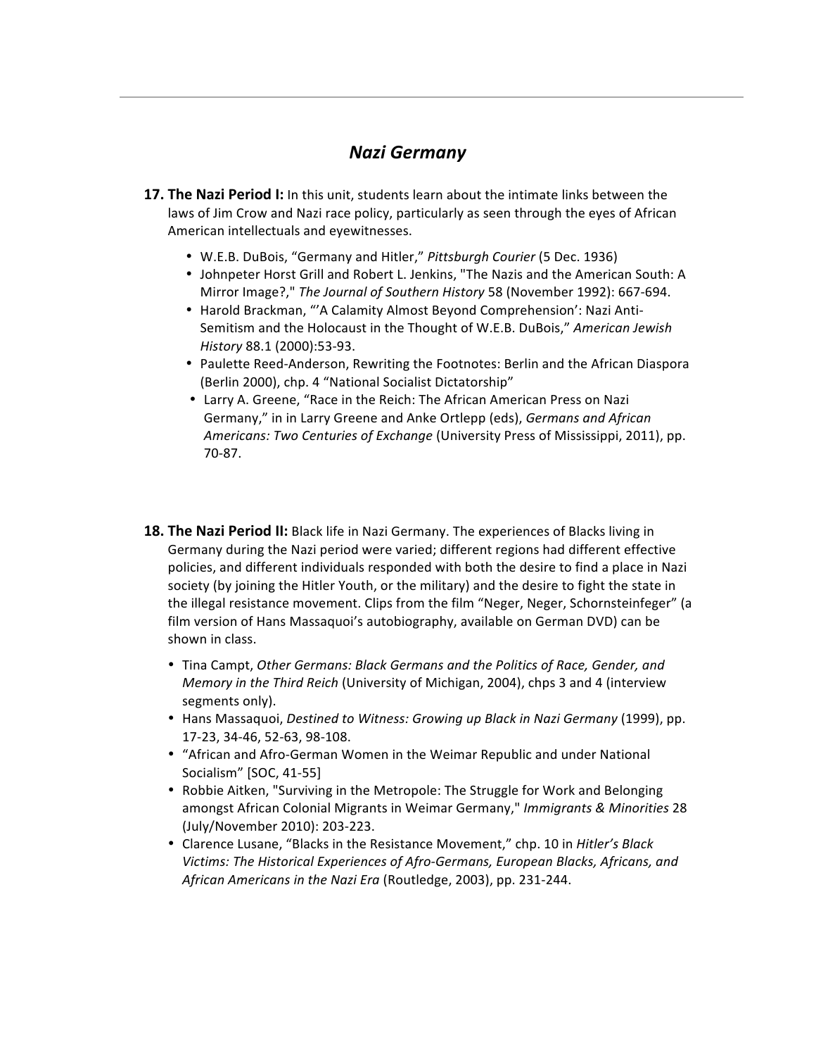## *Nazi Germany*

**17. The Nazi Period I:** In this unit, students learn about the intimate links between the laws of Jim Crow and Nazi race policy, particularly as seen through the eyes of African American intellectuals and eyewitnesses.

- W.E.B. DuBois, "Germany and Hitler," *Pittsburgh Courier* (5 Dec. 1936)
- Johnpeter Horst Grill and Robert L. Jenkins, "The Nazis and the American South: A Mirror Image?," *The Journal of Southern History* 58 (November 1992): 667-694.
- Harold Brackman, "'A Calamity Almost Beyond Comprehension': Nazi Anti-Semitism and the Holocaust in the Thought of W.E.B. DuBois," *American Jewish History* 88.1 (2000):53-93.
- Paulette Reed-Anderson, Rewriting the Footnotes: Berlin and the African Diaspora (Berlin 2000), chp. 4 "National Socialist Dictatorship"
- Larry A. Greene, "Race in the Reich: The African American Press on Nazi Germany," in in Larry Greene and Anke Ortlepp (eds), *Germans and African Americans: Two Centuries of Exchange* (University Press of Mississippi, 2011), pp. 70-87.

**18. The Nazi Period II:** Black life in Nazi Germany. The experiences of Blacks living in Germany during the Nazi period were varied; different regions had different effective policies, and different individuals responded with both the desire to find a place in Nazi society (by joining the Hitler Youth, or the military) and the desire to fight the state in the illegal resistance movement. Clips from the film "Neger, Neger, Schornsteinfeger" (a film version of Hans Massaquoi's autobiography, available on German DVD) can be shown in class.

- Tina Campt, *Other Germans: Black Germans and the Politics of Race, Gender, and Memory in the Third Reich* (University of Michigan, 2004), chps 3 and 4 (interview segments only).
- Hans Massaquoi, *Destined to Witness: Growing up Black in Nazi Germany* (1999), pp. 17-23, 34-46, 52-63, 98-108.
- "African and Afro-German Women in the Weimar Republic and under National Socialism" [SOC, 41-55]
- Robbie Aitken, "Surviving in the Metropole: The Struggle for Work and Belonging amongst African Colonial Migrants in Weimar Germany," *Immigrants & Minorities* 28 (July/November 2010): 203-223.
- Clarence Lusane, "Blacks in the Resistance Movement," chp. 10 in *Hitler's Black Victims: The Historical Experiences of Afro-Germans, European Blacks, Africans, and African Americans in the Nazi Era* (Routledge, 2003), pp. 231-244.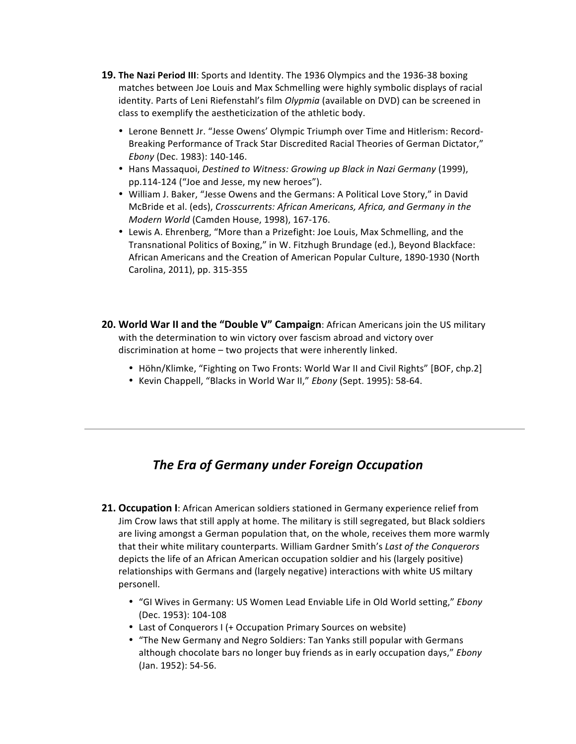**19. The Nazi Period III**: Sports and Identity. The 1936 Olympics and the 1936-38 boxing matches between Joe Louis and Max Schmelling were highly symbolic displays of racial identity. Parts of Leni Riefenstahl's film *Olypmia* (available on DVD) can be screened in class to exemplify the aestheticization of the athletic body.

- Lerone Bennett Jr. "Jesse Owens' Olympic Triumph over Time and Hitlerism: Record-Breaking Performance of Track Star Discredited Racial Theories of German Dictator," *Ebony* (Dec. 1983): 140-146.
- Hans Massaquoi, *Destined to Witness: Growing up Black in Nazi Germany* (1999), pp.114-124 ("Joe and Jesse, my new heroes").
- William J. Baker, "Jesse Owens and the Germans: A Political Love Story," in David McBride et al. (eds), *Crosscurrents: African Americans, Africa, and Germany in the Modern World* (Camden House, 1998), 167-176.
- Lewis A. Ehrenberg, "More than a Prizefight: Joe Louis, Max Schmelling, and the Transnational Politics of Boxing," in W. Fitzhugh Brundage (ed.), Beyond Blackface: African Americans and the Creation of American Popular Culture, 1890-1930 (North Carolina, 2011), pp. 315-355

**20. World War II and the "Double V" Campaign**: African Americans join the US military with the determination to win victory over fascism abroad and victory over discrimination at home – two projects that were inherently linked.

- Höhn/Klimke, "Fighting on Two Fronts: World War II and Civil Rights" [BOF, chp.2]
- Kevin Chappell, "Blacks in World War II," *Ebony* (Sept. 1995): 58-64.

---

## *The Era of Germany under Foreign Occupation*

**21. Occupation I**: African American soldiers stationed in Germany experience relief from Jim Crow laws that still apply at home. The military is still segregated, but Black soldiers are living amongst a German population that, on the whole, receives them more warmly that their white military counterparts. William Gardner Smith's *Last of the Conquerors* depicts the life of an African American occupation soldier and his (largely positive) relationships with Germans and (largely negative) interactions with white US miltary personell.

- "GI Wives in Germany: US Women Lead Enviable Life in Old World setting," *Ebony* (Dec. 1953): 104-108
- Last of Conquerors I (+ Occupation Primary Sources on website)
- "The New Germany and Negro Soldiers: Tan Yanks still popular with Germans although chocolate bars no longer buy friends as in early occupation days," *Ebony* (Jan. 1952): 54-56.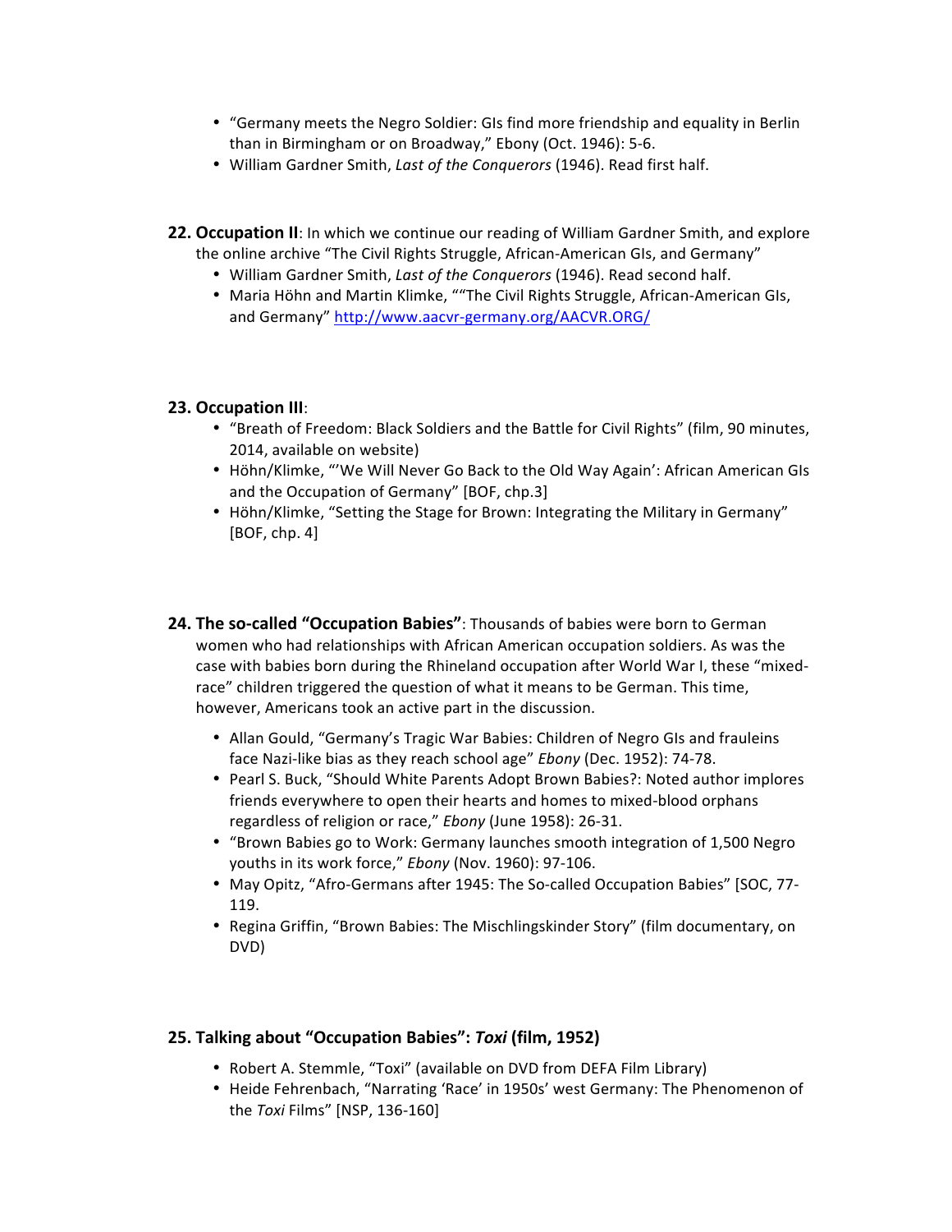- "Germany meets the Negro Soldier: GIs find more friendship and equality in Berlin than in Birmingham or on Broadway," Ebony (Oct. 1946): 5-6.
- William Gardner Smith, *Last of the Conquerors* (1946). Read first half.

**22. Occupation II**: In which we continue our reading of William Gardner Smith, and explore the online archive "The Civil Rights Struggle, African-American GIs, and Germany"

- William Gardner Smith, *Last of the Conquerors* (1946). Read second half.
- Maria Höhn and Martin Klimke, ""The Civil Rights Struggle, African-American GIs, and Germany" http://www.aacvr-germany.org/AACVR.ORG/

**23. Occupation III**:

- "Breath of Freedom: Black Soldiers and the Battle for Civil Rights" (film, 90 minutes, 2014, available on website)
- Höhn/Klimke, "'We Will Never Go Back to the Old Way Again': African American GIs and the Occupation of Germany" [BOF, chp.3]
- Höhn/Klimke, "Setting the Stage for Brown: Integrating the Military in Germany" [BOF, chp. 4]

**24. The so-called "Occupation Babies"**: Thousands of babies were born to German women who had relationships with African American occupation soldiers. As was the case with babies born during the Rhineland occupation after World War I, these "mixed-race" children triggered the question of what it means to be German. This time, however, Americans took an active part in the discussion.

- Allan Gould, "Germany's Tragic War Babies: Children of Negro GIs and frauleins face Nazi-like bias as they reach school age" *Ebony* (Dec. 1952): 74-78.
- Pearl S. Buck, "Should White Parents Adopt Brown Babies?: Noted author implores friends everywhere to open their hearts and homes to mixed-blood orphans regardless of religion or race," *Ebony* (June 1958): 26-31.
- "Brown Babies go to Work: Germany launches smooth integration of 1,500 Negro youths in its work force," *Ebony* (Nov. 1960): 97-106.
- May Opitz, "Afro-Germans after 1945: The So-called Occupation Babies" [SOC, 77-119.
- Regina Griffin, "Brown Babies: The Mischlingskinder Story" (film documentary, on DVD)

**25. Talking about "Occupation Babies": *Toxi* (film, 1952)**

- Robert A. Stemmle, "Toxi" (available on DVD from DEFA Film Library)
- Heide Fehrenbach, "Narrating 'Race' in 1950s' west Germany: The Phenomenon of the *Toxi* Films" [NSP, 136-160]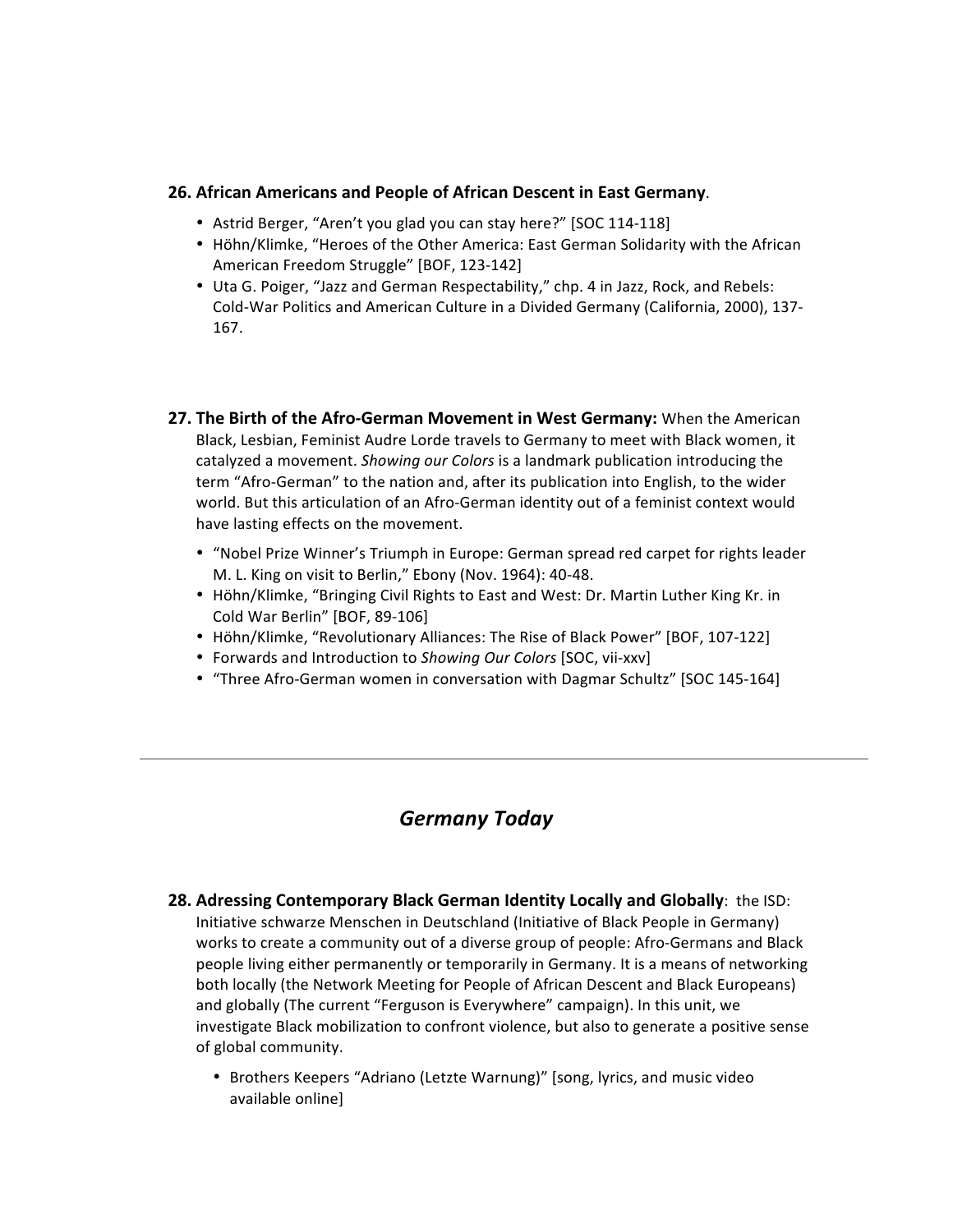**26. African Americans and People of African Descent in East Germany**.

- Astrid Berger, "Aren't you glad you can stay here?" [SOC 114-118]
- Höhn/Klimke, "Heroes of the Other America: East German Solidarity with the African American Freedom Struggle" [BOF, 123-142]
- Uta G. Poiger, "Jazz and German Respectability," chp. 4 in Jazz, Rock, and Rebels: Cold-War Politics and American Culture in a Divided Germany (California, 2000), 137-167.

**27. The Birth of the Afro-German Movement in West Germany:** When the American Black, Lesbian, Feminist Audre Lorde travels to Germany to meet with Black women, it catalyzed a movement. *Showing our Colors* is a landmark publication introducing the term "Afro-German" to the nation and, after its publication into English, to the wider world. But this articulation of an Afro-German identity out of a feminist context would have lasting effects on the movement.

- "Nobel Prize Winner's Triumph in Europe: German spread red carpet for rights leader M. L. King on visit to Berlin," Ebony (Nov. 1964): 40-48.
- Höhn/Klimke, "Bringing Civil Rights to East and West: Dr. Martin Luther King Kr. in Cold War Berlin" [BOF, 89-106]
- Höhn/Klimke, "Revolutionary Alliances: The Rise of Black Power" [BOF, 107-122]
- Forwards and Introduction to *Showing Our Colors* [SOC, vii-xxv]
- "Three Afro-German women in conversation with Dagmar Schultz" [SOC 145-164]

---

## *Germany Today*

**28. Adressing Contemporary Black German Identity Locally and Globally**: the ISD: Initiative schwarze Menschen in Deutschland (Initiative of Black People in Germany) works to create a community out of a diverse group of people: Afro-Germans and Black people living either permanently or temporarily in Germany. It is a means of networking both locally (the Network Meeting for People of African Descent and Black Europeans) and globally (The current "Ferguson is Everywhere" campaign). In this unit, we investigate Black mobilization to confront violence, but also to generate a positive sense of global community.

- Brothers Keepers "Adriano (Letzte Warnung)" [song, lyrics, and music video available online]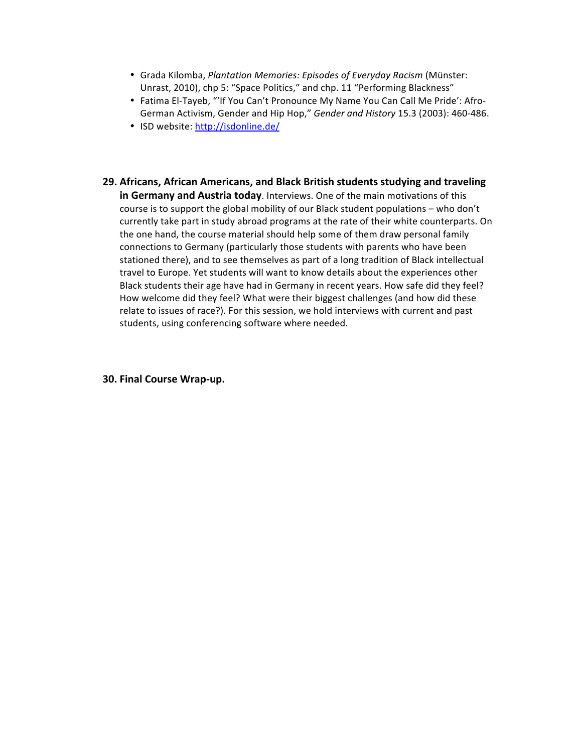- Grada Kilomba, *Plantation Memories: Episodes of Everyday Racism* (Münster: Unrast, 2010), chp 5: "Space Politics," and chp. 11 "Performing Blackness"
- Fatima El-Tayeb, "'If You Can't Pronounce My Name You Can Call Me Pride': Afro-German Activism, Gender and Hip Hop," *Gender and History* 15.3 (2003): 460-486.
- ISD website: http://isdonline.de/

**29. Africans, African Americans, and Black British students studying and traveling in Germany and Austria today**. Interviews. One of the main motivations of this course is to support the global mobility of our Black student populations – who don't currently take part in study abroad programs at the rate of their white counterparts. On the one hand, the course material should help some of them draw personal family connections to Germany (particularly those students with parents who have been stationed there), and to see themselves as part of a long tradition of Black intellectual travel to Europe. Yet students will want to know details about the experiences other Black students their age have had in Germany in recent years. How safe did they feel? How welcome did they feel? What were their biggest challenges (and how did these relate to issues of race?). For this session, we hold interviews with current and past students, using conferencing software where needed.

**30. Final Course Wrap-up.**